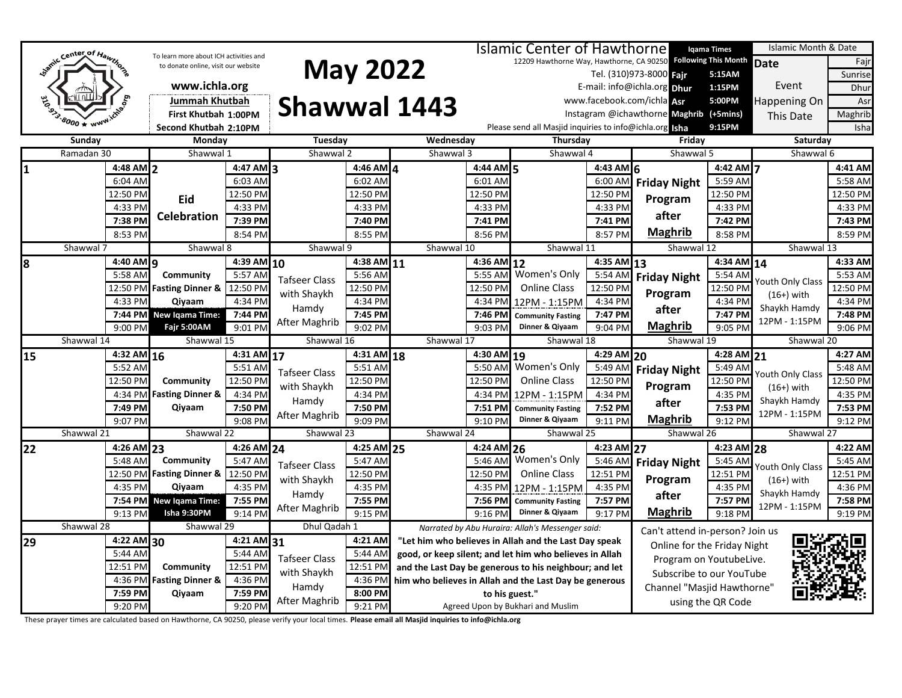# May 2022

# Shawwal 1443

To learn more about ICH activities and to donate online, visit our website

**www.ichla.org**

**Jummah Khutbah**
**First Khutbah 1:00PM**
**Second Khutbah 2:10PM**

**Islamic Center of Hawthorne**
12209 Hawthorne Way, Hawthorne, CA 90250
Tel. (310)973-8000
E-mail: info@ichla.org
www.facebook.com/ichla
Instagram @ichawthorne
Please send all Masjid inquiries to info@ichla.org

| Iqama Times Following This Month | |
|---|---|
| Fajr | 5:15AM |
| Dhur | 1:15PM |
| Asr | 5:00PM |
| Maghrib | (+5mins) |
| Isha | 9:15PM |

| Islamic Month & Date | |
|---|---|
| Date | Fajr |
| | Sunrise |
| Event | Dhur |
| Happening On | Asr |
| This Date | Maghrib |
| | Isha |

| Sunday | | Monday | | Tuesday | | Wednesday | | Thursday | | Friday | | Saturday | |
|---|---|---|---|---|---|---|---|---|---|---|---|---|---|
| Ramadan 30 | | Shawwal 1 | | Shawwal 2 | | Shawwal 3 | | Shawwal 4 | | Shawwal 5 | | Shawwal 6 | |
| 1 | **4:48 AM** | 2 | **4:47 AM** | 3 | **4:46 AM** | 4 | **4:44 AM** | 5 | **4:43 AM** | 6 | **4:42 AM** | 7 | **4:41 AM** |
| | 6:04 AM | | 6:03 AM | | 6:02 AM | | 6:01 AM | | 6:00 AM | **Friday Night** | 5:59 AM | | 5:58 AM |
| | 12:50 PM | **Eid** | 12:50 PM | | 12:50 PM | | 12:50 PM | | 12:50 PM | **Program** | 12:50 PM | | 12:50 PM |
| | 4:33 PM | **Celebration** | 4:33 PM | | 4:33 PM | | 4:33 PM | | 4:33 PM | **after** | 4:33 PM | | 4:33 PM |
| | **7:38 PM** | | **7:39 PM** | | **7:40 PM** | | **7:41 PM** | | **7:41 PM** | **Maghrib** | **7:42 PM** | | **7:43 PM** |
| | 8:53 PM | | 8:54 PM | | 8:55 PM | | 8:56 PM | | 8:57 PM | | 8:58 PM | | 8:59 PM |
| Shawwal 7 | | Shawwal 8 | | Shawwal 9 | | Shawwal 10 | | Shawwal 11 | | Shawwal 12 | | Shawwal 13 | |
| 8 | **4:40 AM** | 9 | **4:39 AM** | 10 | **4:38 AM** | 11 | **4:36 AM** | 12 | **4:35 AM** | 13 | **4:34 AM** | 14 | **4:33 AM** |
| | 5:58 AM | **Community** | 5:57 AM | Tafseer Class | 5:56 AM | | 5:55 AM | Women's Only | 5:54 AM | **Friday Night** | 5:54 AM | Youth Only Class | 5:53 AM |
| | 12:50 PM | **Fasting Dinner &** | 12:50 PM | with Shaykh | 12:50 PM | | 12:50 PM | Online Class | 12:50 PM | **Program** | 12:50 PM | (16+) with | 12:50 PM |
| | 4:33 PM | **Qiyaam** | 4:34 PM | Hamdy | 4:34 PM | | 4:34 PM | 12PM - 1:15PM | 4:34 PM | **after** | 4:34 PM | Shaykh Hamdy | 4:34 PM |
| | **7:44 PM** | **New Iqama Time:** | **7:44 PM** | After Maghrib | **7:45 PM** | | **7:46 PM** | **Community Fasting** | **7:47 PM** | **Maghrib** | **7:47 PM** | 12PM - 1:15PM | **7:48 PM** |
| | 9:00 PM | **Fajr 5:00AM** | 9:01 PM | | 9:02 PM | | 9:03 PM | **Dinner & Qiyaam** | 9:04 PM | | 9:05 PM | | 9:06 PM |
| Shawwal 14 | | Shawwal 15 | | Shawwal 16 | | Shawwal 17 | | Shawwal 18 | | Shawwal 19 | | Shawwal 20 | |
| 15 | **4:32 AM** | 16 | **4:31 AM** | 17 | **4:31 AM** | 18 | **4:30 AM** | 19 | **4:29 AM** | 20 | **4:28 AM** | 21 | **4:27 AM** |
| | 5:52 AM | | 5:51 AM | Tafseer Class | 5:51 AM | | 5:50 AM | Women's Only | 5:49 AM | **Friday Night** | 5:49 AM | Youth Only Class | 5:48 AM |
| | 12:50 PM | **Community** | 12:50 PM | with Shaykh | 12:50 PM | | 12:50 PM | Online Class | 12:50 PM | **Program** | 12:50 PM | (16+) with | 12:50 PM |
| | 4:34 PM | **Fasting Dinner &** | 4:34 PM | Hamdy | 4:34 PM | | 4:34 PM | 12PM - 1:15PM | 4:34 PM | **after** | 4:35 PM | Shaykh Hamdy | 4:35 PM |
| | **7:49 PM** | **Qiyaam** | **7:50 PM** | After Maghrib | **7:50 PM** | | **7:51 PM** | **Community Fasting** | **7:52 PM** | **Maghrib** | **7:53 PM** | 12PM - 1:15PM | **7:53 PM** |
| | 9:07 PM | | 9:08 PM | | 9:09 PM | | 9:10 PM | **Dinner & Qiyaam** | 9:11 PM | | 9:12 PM | | 9:12 PM |
| Shawwal 21 | | Shawwal 22 | | Shawwal 23 | | Shawwal 24 | | Shawwal 25 | | Shawwal 26 | | Shawwal 27 | |
| 22 | **4:26 AM** | 23 | **4:26 AM** | 24 | **4:25 AM** | 25 | **4:24 AM** | 26 | **4:23 AM** | 27 | **4:23 AM** | 28 | **4:22 AM** |
| | 5:48 AM | **Community** | 5:47 AM | Tafseer Class | 5:47 AM | | 5:46 AM | Women's Only | 5:46 AM | **Friday Night** | 5:45 AM | Youth Only Class | 5:45 AM |
| | 12:50 PM | **Fasting Dinner &** | 12:50 PM | with Shaykh | 12:50 PM | | 12:50 PM | Online Class | 12:51 PM | **Program** | 12:51 PM | (16+) with | 12:51 PM |
| | 4:35 PM | **Qiyaam** | 4:35 PM | Hamdy | 4:35 PM | | 4:35 PM | 12PM - 1:15PM | 4:35 PM | **after** | 4:35 PM | Shaykh Hamdy | 4:36 PM |
| | **7:54 PM** | **New Iqama Time:** | **7:55 PM** | After Maghrib | **7:55 PM** | | **7:56 PM** | **Community Fasting** | **7:57 PM** | **Maghrib** | **7:57 PM** | 12PM - 1:15PM | **7:58 PM** |
| | 9:13 PM | **Isha 9:30PM** | 9:14 PM | | 9:15 PM | | 9:16 PM | **Dinner & Qiyaam** | 9:17 PM | | 9:18 PM | | 9:19 PM |
| Shawwal 28 | | Shawwal 29 | | Dhul Qadah 1 | | | | | | | | | |
| 29 | **4:22 AM** | 30 | **4:21 AM** | 31 | **4:21 AM** | | | | | | | | |
| | 5:44 AM | | 5:44 AM | Tafseer Class | 5:44 AM | | | | | | | | |
| | 12:51 PM | **Community** | 12:51 PM | with Shaykh | 12:51 PM | | | | | | | | |
| | 4:36 PM | **Fasting Dinner &** | 4:36 PM | Hamdy | 4:36 PM | | | | | | | | |
| | **7:59 PM** | **Qiyaam** | **7:59 PM** | After Maghrib | **8:00 PM** | | | | | | | | |
| | 9:20 PM | | 9:20 PM | | 9:21 PM | | | | | | | | |

*Narrated by Abu Huraira: Allah's Messenger said:*

**"Let him who believes in Allah and the Last Day speak good, or keep silent; and let him who believes in Allah and the Last Day be generous to his neighbour; and let him who believes in Allah and the Last Day be generous to his guest."**

Agreed Upon by Bukhari and Muslim

Can't attend in-person? Join us Online for the Friday Night Program on YoutubeLive. Subscribe to our YouTube Channel "Masjid Hawthorne" using the QR Code

These prayer times are calculated based on Hawthorne, CA 90250, please verify your local times. **Please email all Masjid inquiries to info@ichla.org**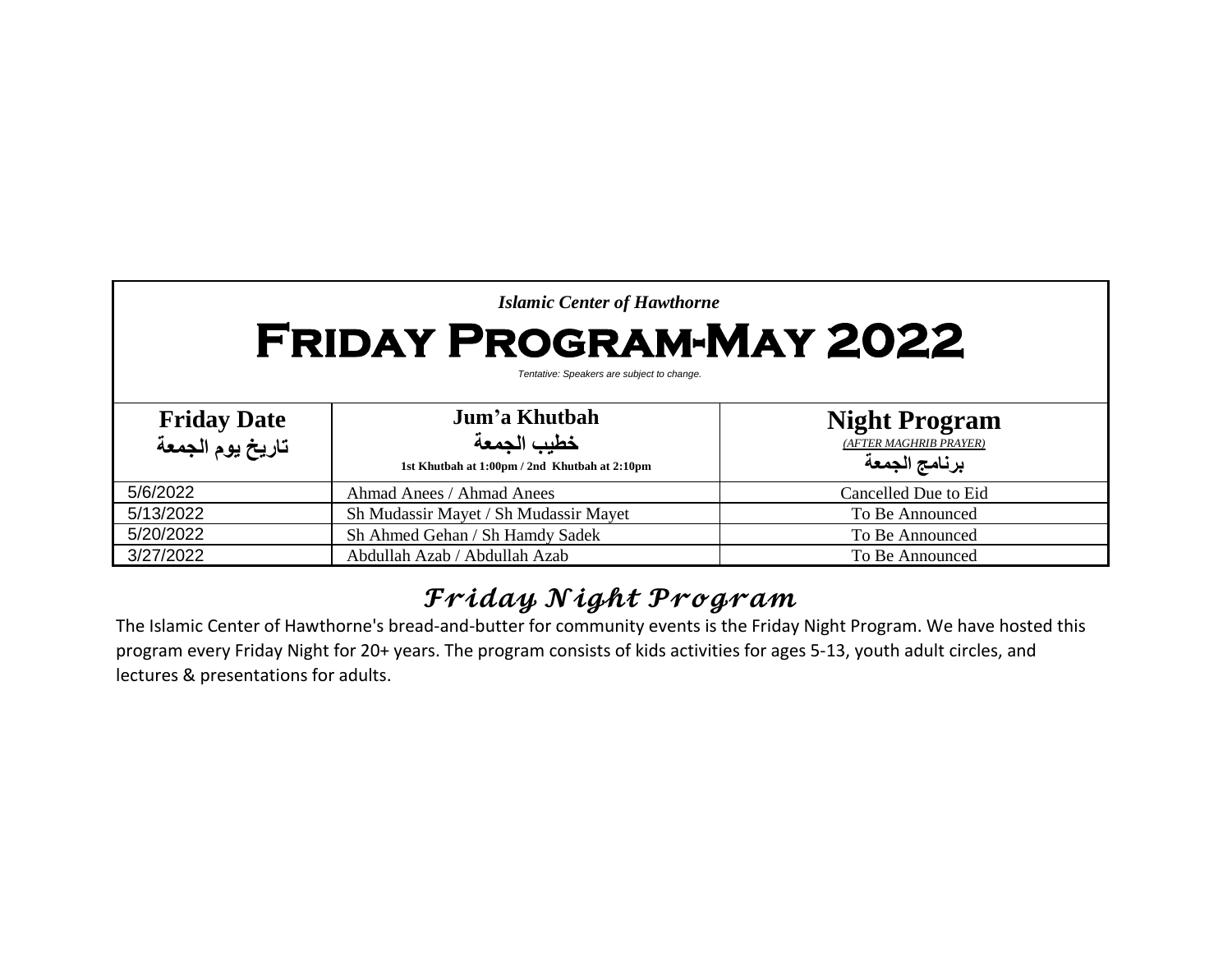*Islamic Center of Hawthorne*

# Friday Program-May 2022

*Tentative: Speakers are subject to change.*

| Friday Date<br>تاريخ يوم الجمعة | Jum'a Khutbah<br>خطيب الجمعة<br>1st Khutbah at 1:00pm / 2nd Khutbah at 2:10pm | Night Program<br>*(AFTER MAGHRIB PRAYER)*<br>برنامج الجمعة |
|---|---|---|
| 5/6/2022 | Ahmad Anees / Ahmad Anees | Cancelled Due to Eid |
| 5/13/2022 | Sh Mudassir Mayet / Sh Mudassir Mayet | To Be Announced |
| 5/20/2022 | Sh Ahmed Gehan / Sh Hamdy Sadek | To Be Announced |
| 3/27/2022 | Abdullah Azab / Abdullah Azab | To Be Announced |

## *Friday Night Program*

The Islamic Center of Hawthorne's bread-and-butter for community events is the Friday Night Program. We have hosted this program every Friday Night for 20+ years. The program consists of kids activities for ages 5-13, youth adult circles, and lectures & presentations for adults.